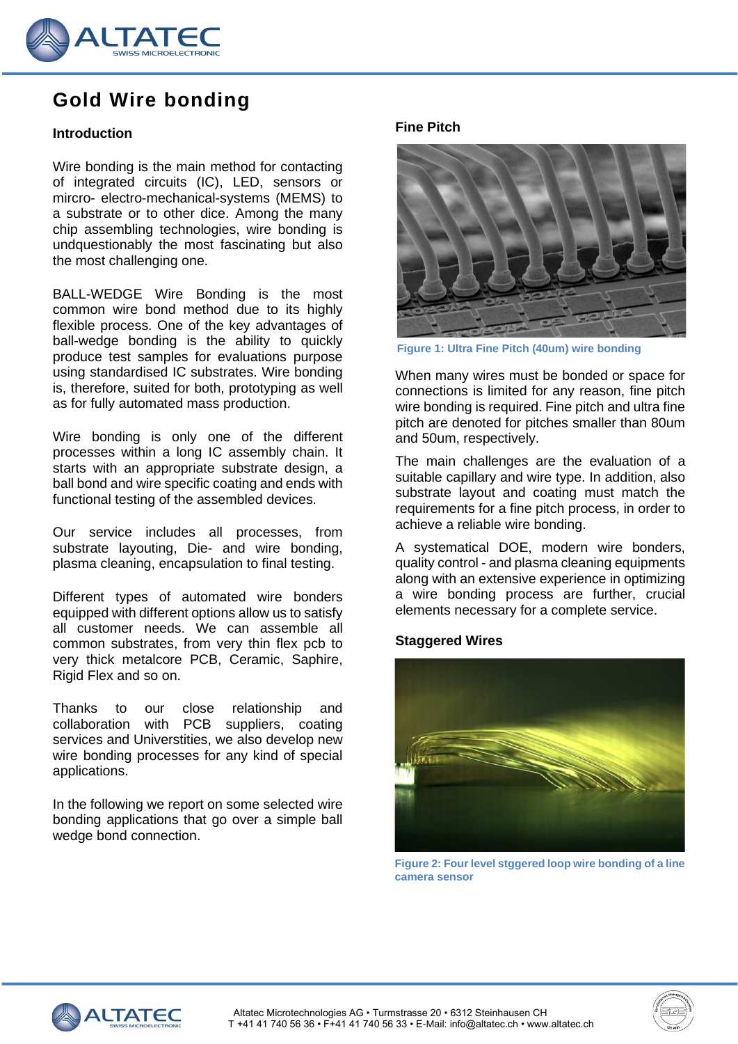# Gold Wire bonding

## Introduction

Wire bonding is the main method for contacting of integrated circuits (IC), LED, sensors or mircro- electro-mechanical-systems (MEMS) to a substrate or to other dice. Among the many chip assembling technologies, wire bonding is undquestionably the most fascinating but also the most challenging one.

BALL-WEDGE Wire Bonding is the most common wire bond method due to its highly flexible process. One of the key advantages of ball-wedge bonding is the ability to quickly produce test samples for evaluations purpose using standardised IC substrates. Wire bonding is, therefore, suited for both, prototyping as well as for fully automated mass production.

Wire bonding is only one of the different processes within a long IC assembly chain. It starts with an appropriate substrate design, a ball bond and wire specific coating and ends with functional testing of the assembled devices.

Our service includes all processes, from substrate layouting, Die- and wire bonding, plasma cleaning, encapsulation to final testing.

Different types of automated wire bonders equipped with different options allow us to satisfy all customer needs. We can assemble all common substrates, from very thin flex pcb to very thick metalcore PCB, Ceramic, Saphire, Rigid Flex and so on.

Thanks to our close relationship and collaboration with PCB suppliers, coating services and Universtities, we also develop new wire bonding processes for any kind of special applications.

In the following we report on some selected wire bonding applications that go over a simple ball wedge bond connection.

## Fine Pitch

Figure 1: Ultra Fine Pitch (40um) wire bonding

When many wires must be bonded or space for connections is limited for any reason, fine pitch wire bonding is required. Fine pitch and ultra fine pitch are denoted for pitches smaller than 80um and 50um, respectively.

The main challenges are the evaluation of a suitable capillary and wire type. In addition, also substrate layout and coating must match the requirements for a fine pitch process, in order to achieve a reliable wire bonding.

A systematical DOE, modern wire bonders, quality control - and plasma cleaning equipments along with an extensive experience in optimizing a wire bonding process are further, crucial elements necessary for a complete service.

## Staggered Wires

Figure 2: Four level stggered loop wire bonding of a line camera sensor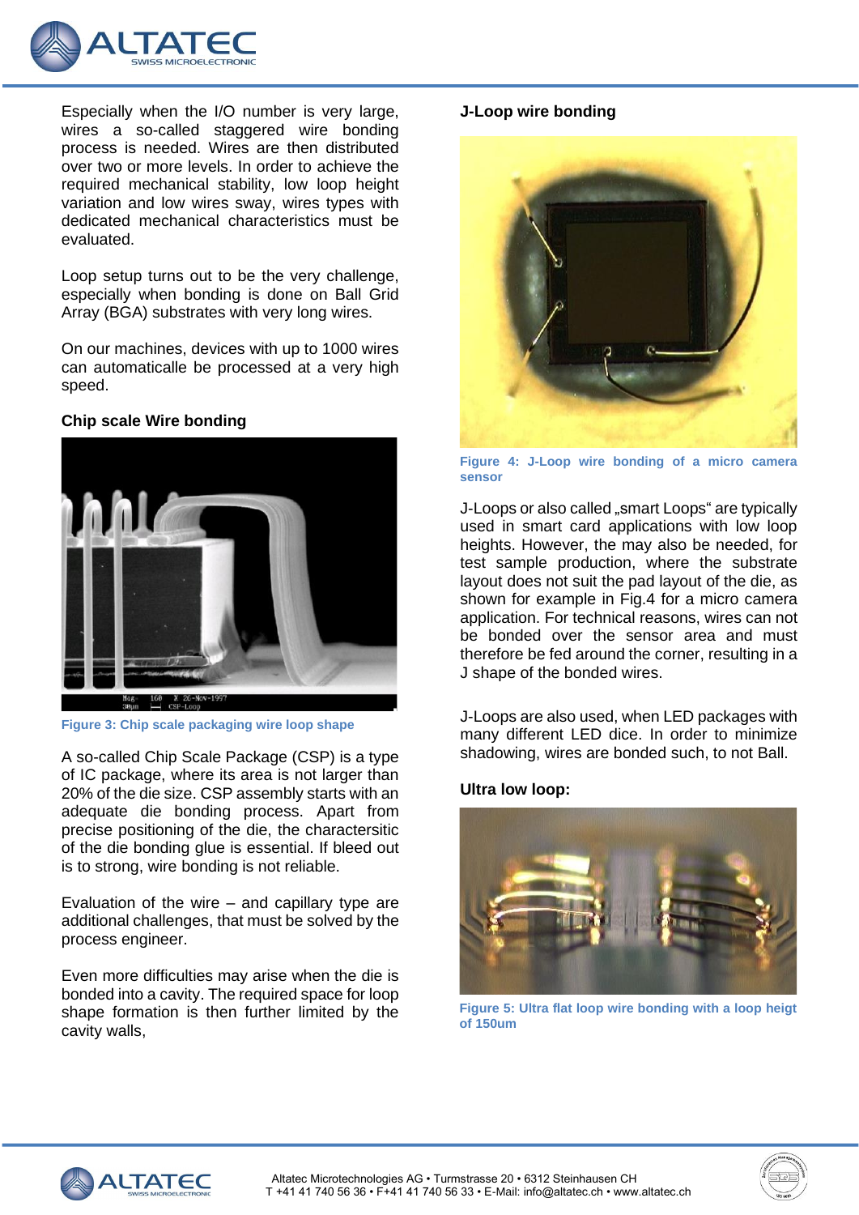Especially when the I/O number is very large, wires a so-called staggered wire bonding process is needed. Wires are then distributed over two or more levels. In order to achieve the required mechanical stability, low loop height variation and low wires sway, wires types with dedicated mechanical characteristics must be evaluated.

Loop setup turns out to be the very challenge, especially when bonding is done on Ball Grid Array (BGA) substrates with very long wires.

On our machines, devices with up to 1000 wires can automaticalle be processed at a very high speed.

### Chip scale Wire bonding

Figure 3: Chip scale packaging wire loop shape

A so-called Chip Scale Package (CSP) is a type of IC package, where its area is not larger than 20% of the die size. CSP assembly starts with an adequate die bonding process. Apart from precise positioning of the die, the charactersitic of the die bonding glue is essential. If bleed out is to strong, wire bonding is not reliable.

Evaluation of the wire – and capillary type are additional challenges, that must be solved by the process engineer.

Even more difficulties may arise when the die is bonded into a cavity. The required space for loop shape formation is then further limited by the cavity walls,

### J-Loop wire bonding

Figure 4: J-Loop wire bonding of a micro camera sensor

J-Loops or also called „smart Loops" are typically used in smart card applications with low loop heights. However, the may also be needed, for test sample production, where the substrate layout does not suit the pad layout of the die, as shown for example in Fig.4 for a micro camera application. For technical reasons, wires can not be bonded over the sensor area and must therefore be fed around the corner, resulting in a J shape of the bonded wires.

J-Loops are also used, when LED packages with many different LED dice. In order to minimize shadowing, wires are bonded such, to not Ball.

### Ultra low loop:

Figure 5: Ultra flat loop wire bonding with a loop heigt of 150um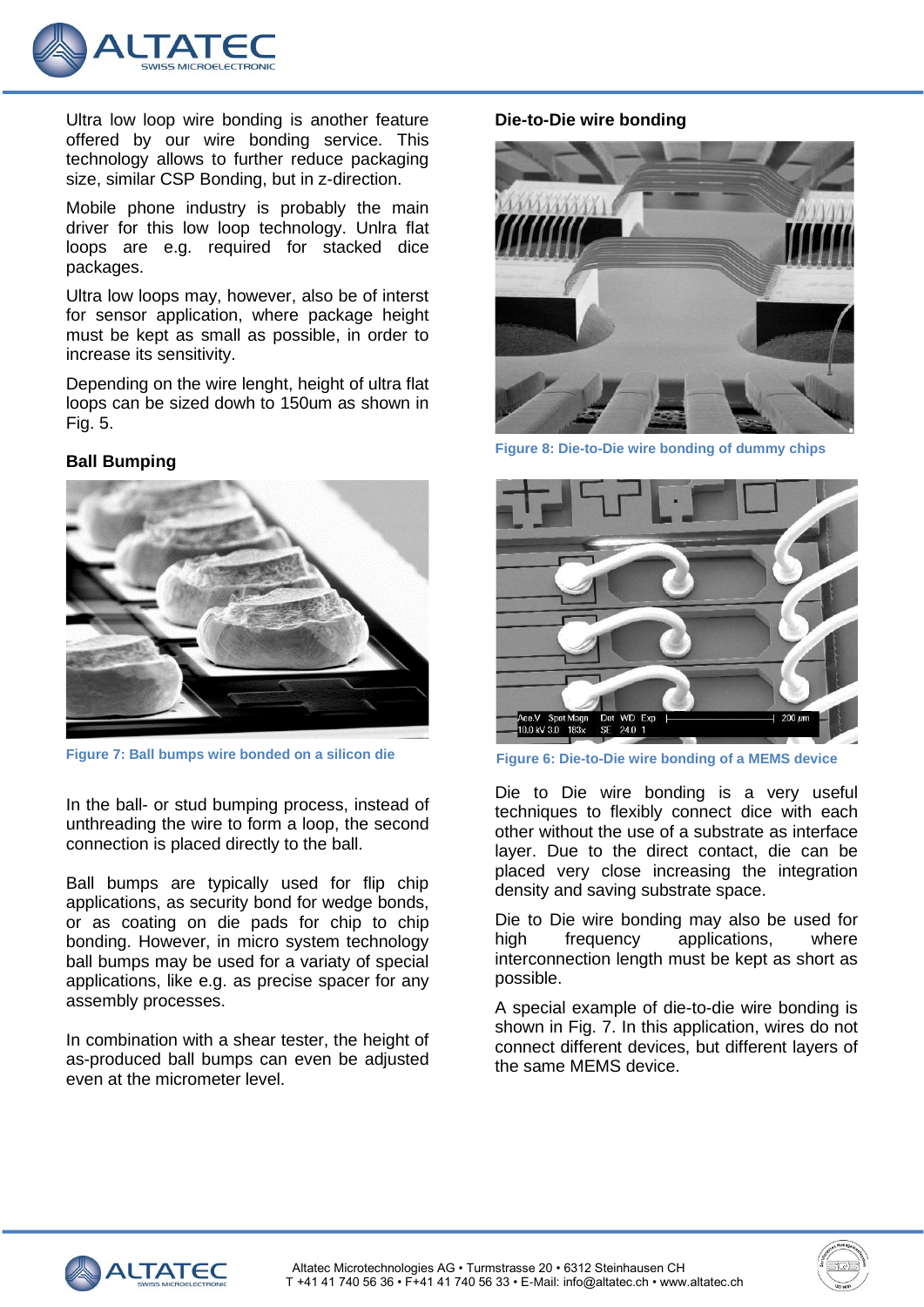Ultra low loop wire bonding is another feature offered by our wire bonding service. This technology allows to further reduce packaging size, similar CSP Bonding, but in z-direction.

Mobile phone industry is probably the main driver for this low loop technology. Unlra flat loops are e.g. required for stacked dice packages.

Ultra low loops may, however, also be of interst for sensor application, where package height must be kept as small as possible, in order to increase its sensitivity.

Depending on the wire lenght, height of ultra flat loops can be sized dowh to 150um as shown in Fig. 5.

**Ball Bumping**

Figure 7: Ball bumps wire bonded on a silicon die

In the ball- or stud bumping process, instead of unthreading the wire to form a loop, the second connection is placed directly to the ball.

Ball bumps are typically used for flip chip applications, as security bond for wedge bonds, or as coating on die pads for chip to chip bonding. However, in micro system technology ball bumps may be used for a variaty of special applications, like e.g. as precise spacer for any assembly processes.

In combination with a shear tester, the height of as-produced ball bumps can even be adjusted even at the micrometer level.

**Die-to-Die wire bonding**

Figure 8: Die-to-Die wire bonding of dummy chips

Figure 6: Die-to-Die wire bonding of a MEMS device

Die to Die wire bonding is a very useful techniques to flexibly connect dice with each other without the use of a substrate as interface layer. Due to the direct contact, die can be placed very close increasing the integration density and saving substrate space.

Die to Die wire bonding may also be used for high frequency applications, where interconnection length must be kept as short as possible.

A special example of die-to-die wire bonding is shown in Fig. 7. In this application, wires do not connect different devices, but different layers of the same MEMS device.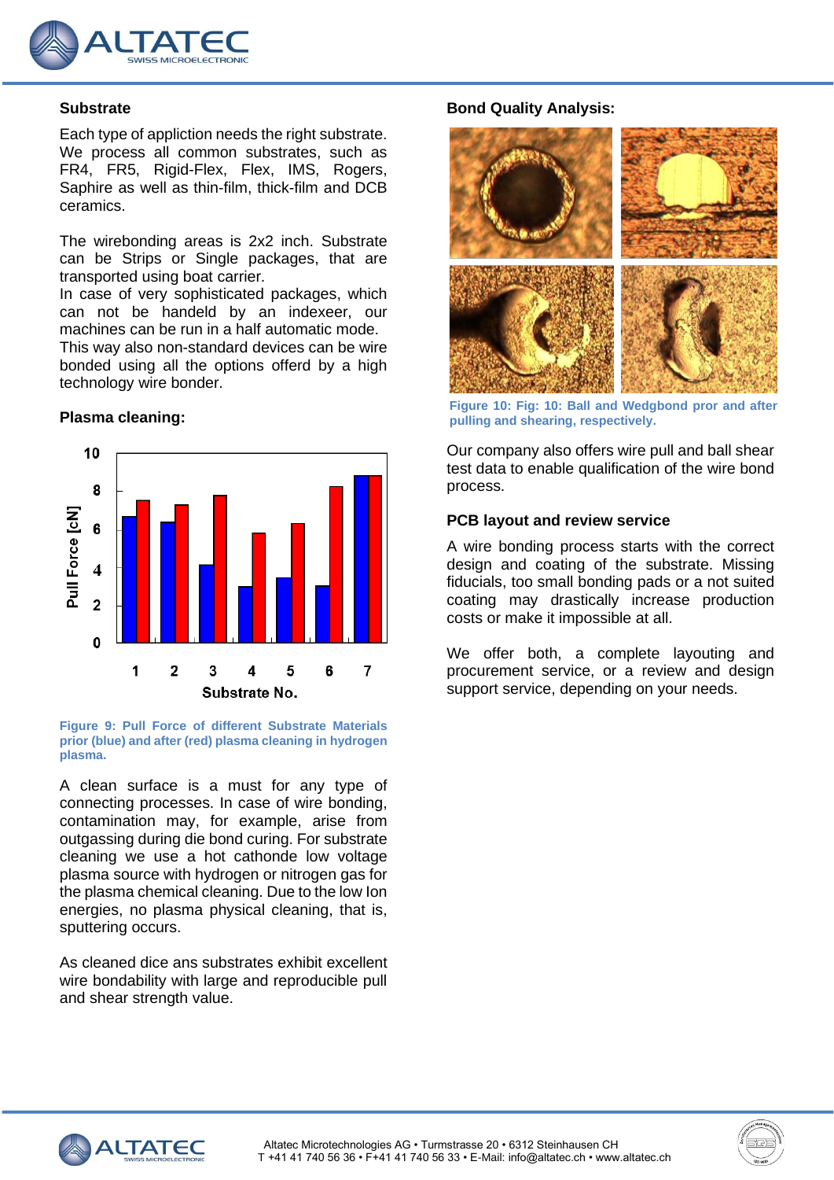## Substrate

Each type of appliction needs the right substrate. We process all common substrates, such as FR4, FR5, Rigid-Flex, Flex, IMS, Rogers, Saphire as well as thin-film, thick-film and DCB ceramics.

The wirebonding areas is 2x2 inch. Substrate can be Strips or Single packages, that are transported using boat carrier.
In case of very sophisticated packages, which can not be handeld by an indexeer, our machines can be run in a half automatic mode. This way also non-standard devices can be wire bonded using all the options offerd by a high technology wire bonder.

## Plasma cleaning:

**Figure 9: Pull Force of different Substrate Materials prior (blue) and after (red) plasma cleaning in hydrogen plasma.**

A clean surface is a must for any type of connecting processes. In case of wire bonding, contamination may, for example, arise from outgassing during die bond curing. For substrate cleaning we use a hot cathonde low voltage plasma source with hydrogen or nitrogen gas for the plasma chemical cleaning. Due to the low Ion energies, no plasma physical cleaning, that is, sputtering occurs.

As cleaned dice ans substrates exhibit excellent wire bondability with large and reproducible pull and shear strength value.

## Bond Quality Analysis:

**Figure 10: Fig: 10: Ball and Wedgbond pror and after pulling and shearing, respectively.**

Our company also offers wire pull and ball shear test data to enable qualification of the wire bond process.

## PCB layout and review service

A wire bonding process starts with the correct design and coating of the substrate. Missing fiducials, too small bonding pads or a not suited coating may drastically increase production costs or make it impossible at all.

We offer both, a complete layouting and procurement service, or a review and design support service, depending on your needs.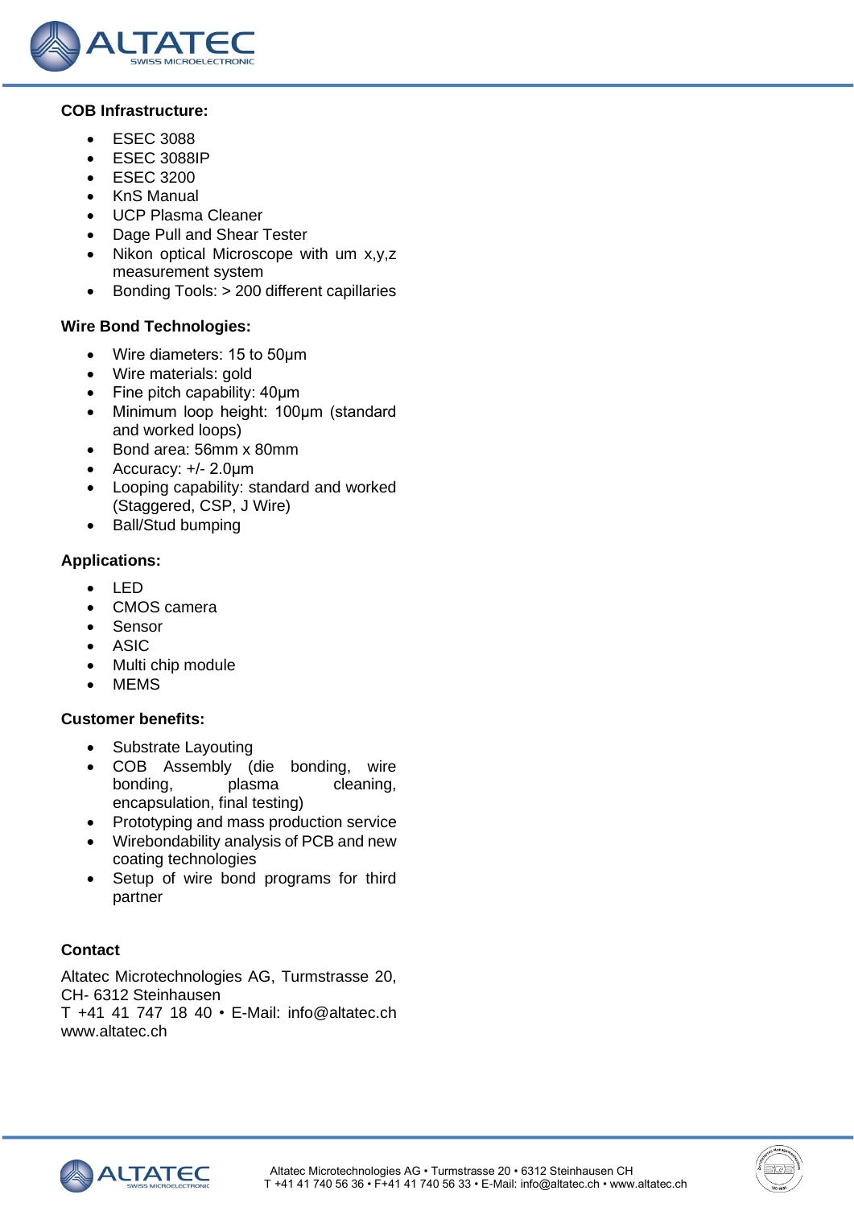**COB Infrastructure:**

- ESEC 3088
- ESEC 3088IP
- ESEC 3200
- KnS Manual
- UCP Plasma Cleaner
- Dage Pull and Shear Tester
- Nikon optical Microscope with um x,y,z measurement system
- Bonding Tools: > 200 different capillaries

**Wire Bond Technologies:**

- Wire diameters: 15 to 50µm
- Wire materials: gold
- Fine pitch capability: 40µm
- Minimum loop height: 100µm (standard and worked loops)
- Bond area: 56mm x 80mm
- Accuracy: +/- 2.0µm
- Looping capability: standard and worked (Staggered, CSP, J Wire)
- Ball/Stud bumping

**Applications:**

- LED
- CMOS camera
- Sensor
- ASIC
- Multi chip module
- MEMS

**Customer benefits:**

- Substrate Layouting
- COB Assembly (die bonding, wire bonding, plasma cleaning, encapsulation, final testing)
- Prototyping and mass production service
- Wirebondability analysis of PCB and new coating technologies
- Setup of wire bond programs for third partner

**Contact**

Altatec Microtechnologies AG, Turmstrasse 20, CH- 6312 Steinhausen
T +41 41 747 18 40 • E-Mail: info@altatec.ch
www.altatec.ch